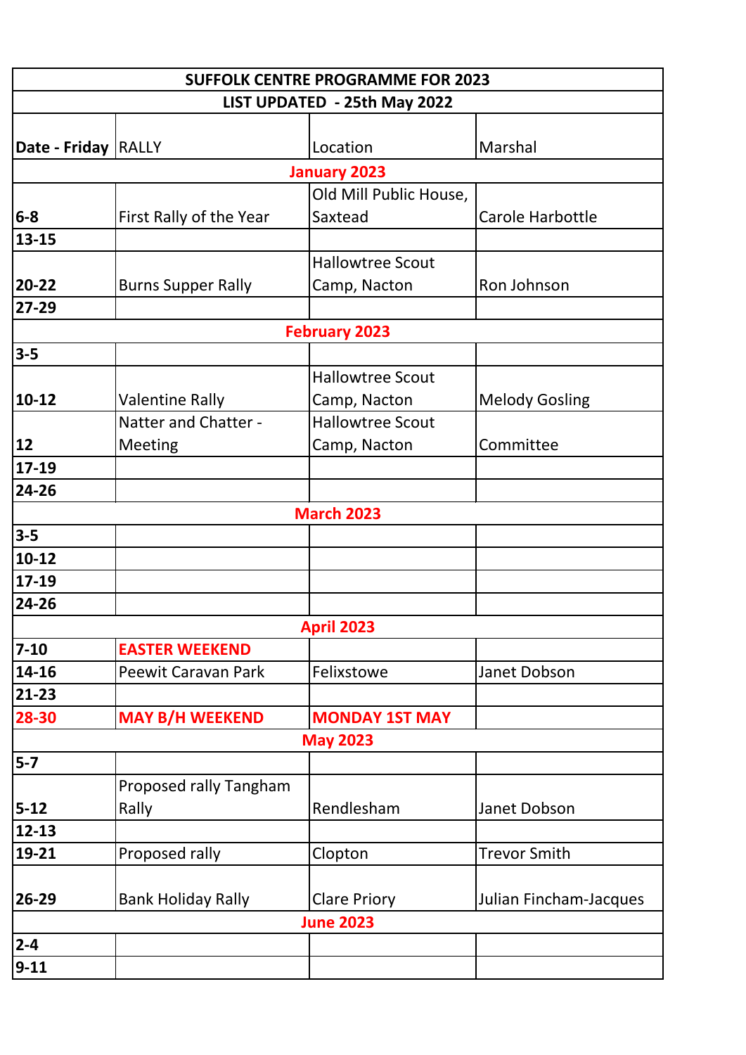| SUFFOLK CENTRE PROGRAMME FOR 2023 | | | |
|---|---|---|---|
| LIST UPDATED - 25th May 2022 | | | |
| **Date - Friday** | RALLY | Location | Marshal |
| **January 2023** | | | |
| **6-8** | First Rally of the Year | Old Mill Public House, Saxtead | Carole Harbottle |
| **13-15** | | | |
| **20-22** | Burns Supper Rally | Hallowtree Scout Camp, Nacton | Ron Johnson |
| **27-29** | | | |
| **February 2023** | | | |
| **3-5** | | | |
| **10-12** | Valentine Rally | Hallowtree Scout Camp, Nacton | Melody Gosling |
| **12** | Natter and Chatter - Meeting | Hallowtree Scout Camp, Nacton | Committee |
| **17-19** | | | |
| **24-26** | | | |
| **March 2023** | | | |
| **3-5** | | | |
| **10-12** | | | |
| **17-19** | | | |
| **24-26** | | | |
| **April 2023** | | | |
| **7-10** | **EASTER WEEKEND** | | |
| **14-16** | Peewit Caravan Park | Felixstowe | Janet Dobson |
| **21-23** | | | |
| **28-30** | **MAY B/H WEEKEND** | **MONDAY 1ST MAY** | |
| **May 2023** | | | |
| **5-7** | | | |
| **5-12** | Proposed rally Tangham Rally | Rendlesham | Janet Dobson |
| **12-13** | | | |
| **19-21** | Proposed rally | Clopton | Trevor Smith |
| **26-29** | Bank Holiday Rally | Clare Priory | Julian Fincham-Jacques |
| **June 2023** | | | |
| **2-4** | | | |
| **9-11** | | | |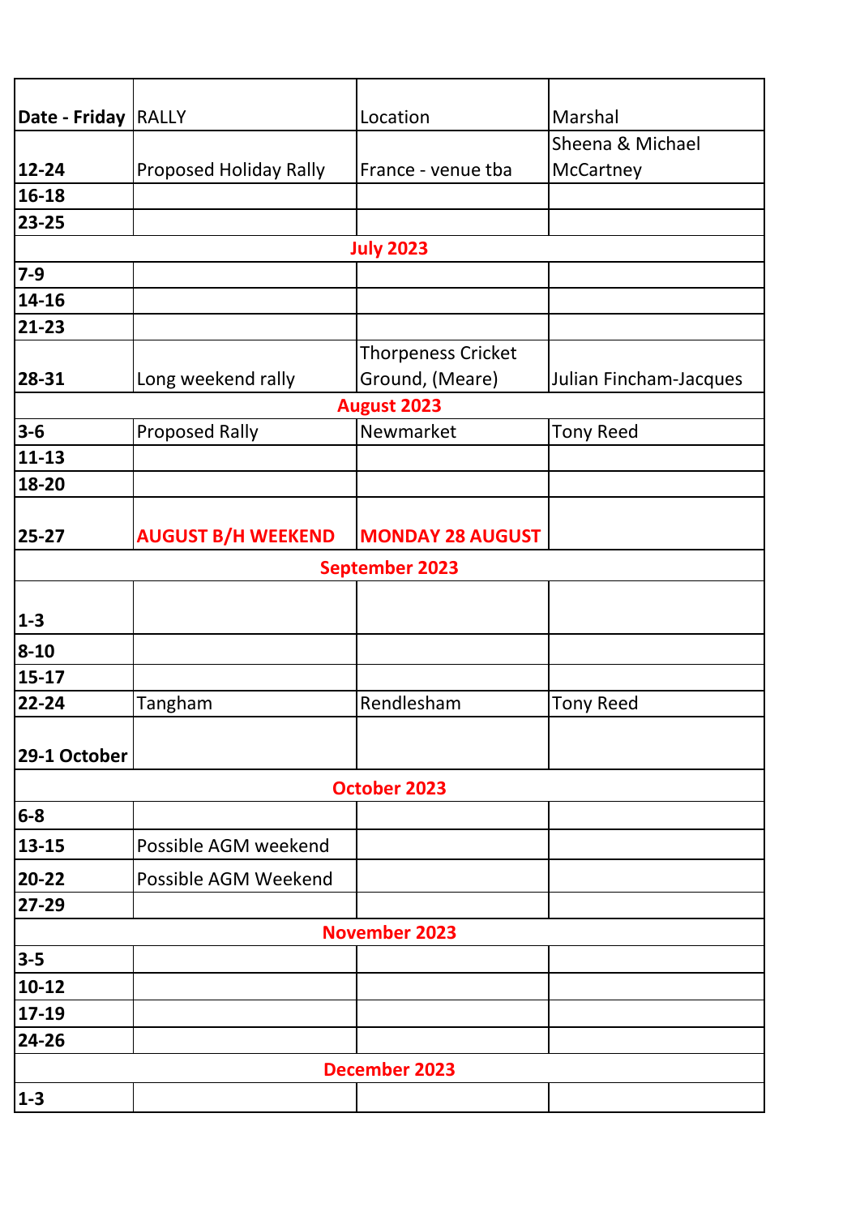| Date - Friday | RALLY | Location | Marshal |
|---|---|---|---|
| 12-24 | Proposed Holiday Rally | France - venue tba | Sheena & Michael McCartney |
| 16-18 | | | |
| 23-25 | | | |
| **July 2023** | | | |
| 7-9 | | | |
| 14-16 | | | |
| 21-23 | | | |
| 28-31 | Long weekend rally | Thorpeness Cricket Ground, (Meare) | Julian Fincham-Jacques |
| **August 2023** | | | |
| 3-6 | Proposed Rally | Newmarket | Tony Reed |
| 11-13 | | | |
| 18-20 | | | |
| 25-27 | **AUGUST B/H WEEKEND** | **MONDAY 28 AUGUST** | |
| **September 2023** | | | |
| 1-3 | | | |
| 8-10 | | | |
| 15-17 | | | |
| 22-24 | Tangham | Rendlesham | Tony Reed |
| 29-1 October | | | |
| **October 2023** | | | |
| 6-8 | | | |
| 13-15 | Possible AGM weekend | | |
| 20-22 | Possible AGM Weekend | | |
| 27-29 | | | |
| **November 2023** | | | |
| 3-5 | | | |
| 10-12 | | | |
| 17-19 | | | |
| 24-26 | | | |
| **December 2023** | | | |
| 1-3 | | | |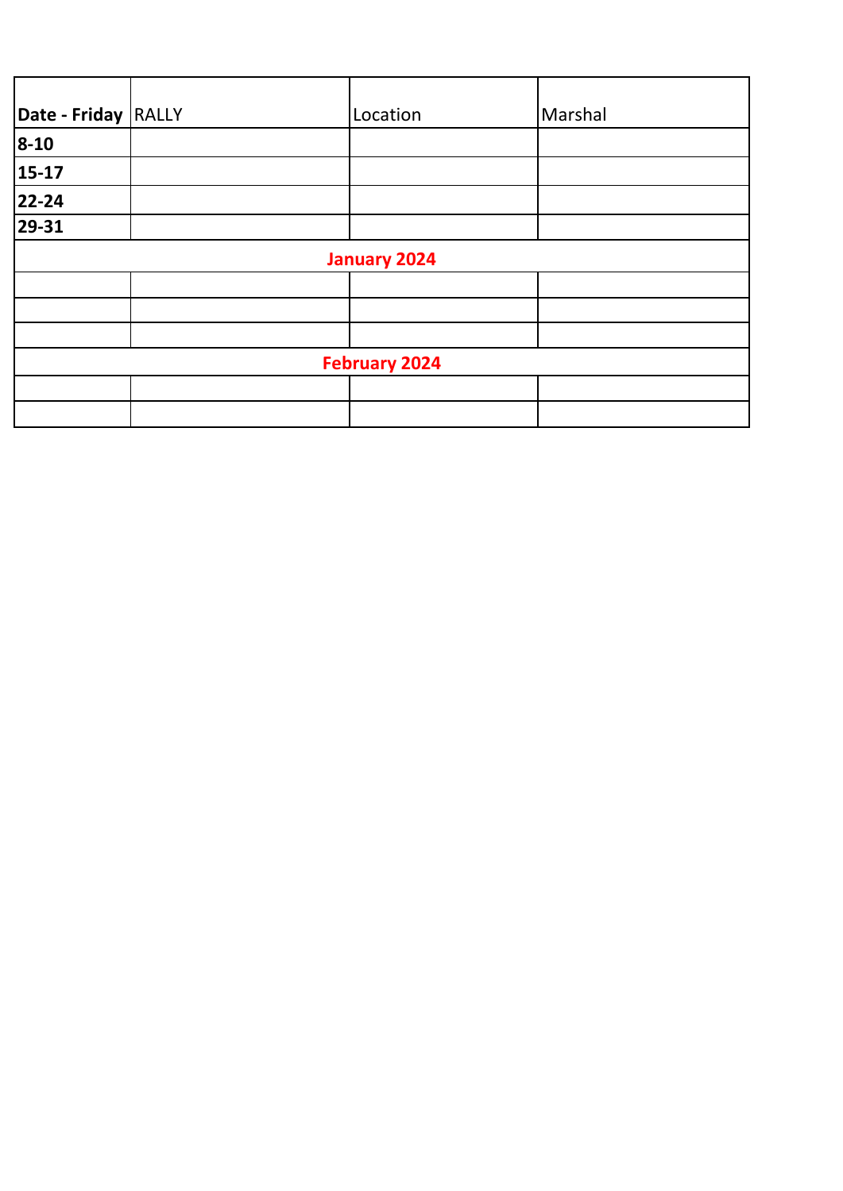| Date - Friday | RALLY | Location | Marshal |
|---|---|---|---|
| **8-10** | | | |
| **15-17** | | | |
| **22-24** | | | |
| **29-31** | | | |
| **January 2024** | | | |
| | | | |
| | | | |
| | | | |
| **February 2024** | | | |
| | | | |
| | | | |